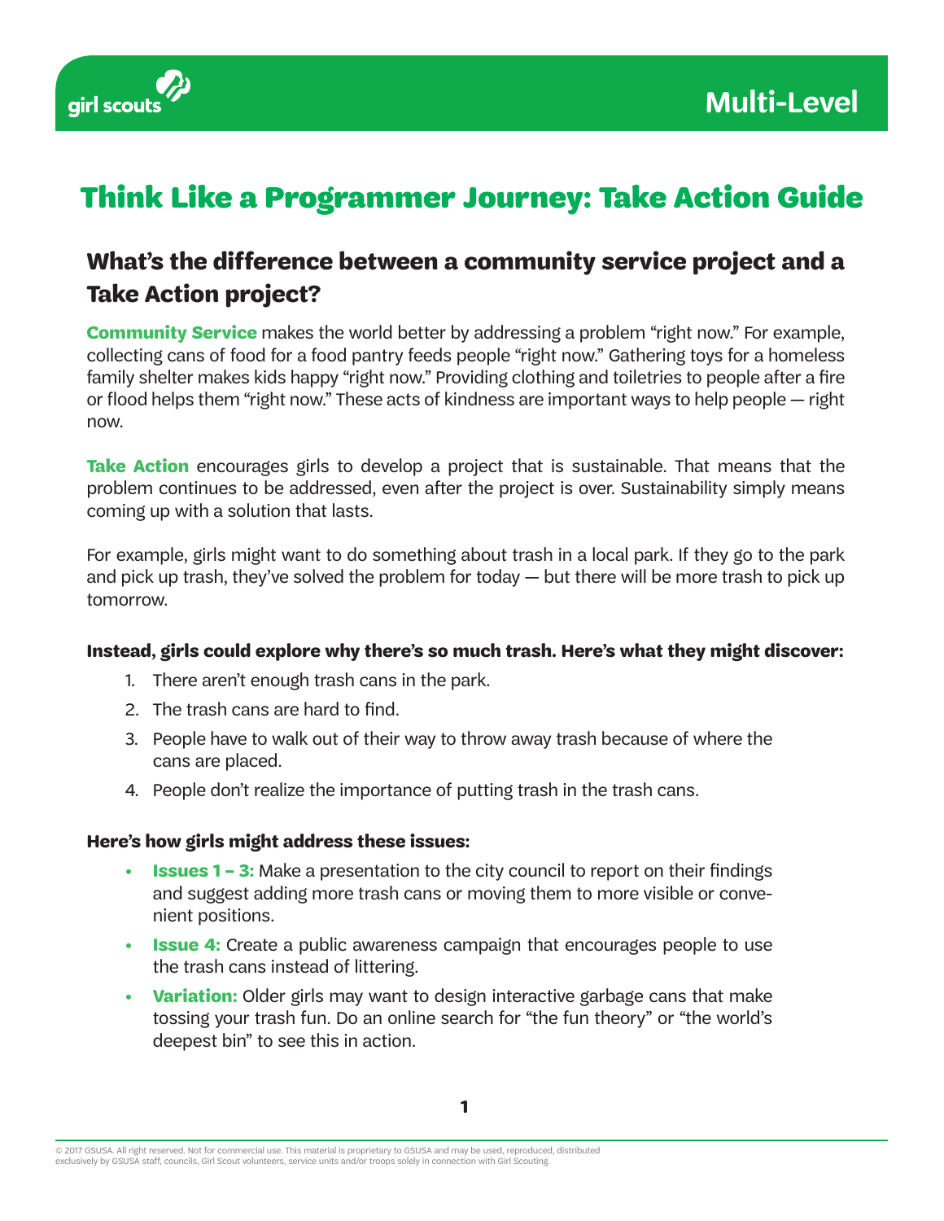girl scouts

**Multi-Level**

# Think Like a Programmer Journey: Take Action Guide

## What's the difference between a community service project and a Take Action project?

**Community Service** makes the world better by addressing a problem "right now." For example, collecting cans of food for a food pantry feeds people "right now." Gathering toys for a homeless family shelter makes kids happy "right now." Providing clothing and toiletries to people after a fire or flood helps them "right now." These acts of kindness are important ways to help people — right now.

**Take Action** encourages girls to develop a project that is sustainable. That means that the problem continues to be addressed, even after the project is over. Sustainability simply means coming up with a solution that lasts.

For example, girls might want to do something about trash in a local park. If they go to the park and pick up trash, they've solved the problem for today — but there will be more trash to pick up tomorrow.

**Instead, girls could explore why there's so much trash. Here's what they might discover:**

1. There aren't enough trash cans in the park.
2. The trash cans are hard to find.
3. People have to walk out of their way to throw away trash because of where the cans are placed.
4. People don't realize the importance of putting trash in the trash cans.

**Here's how girls might address these issues:**

- **Issues 1 – 3:** Make a presentation to the city council to report on their findings and suggest adding more trash cans or moving them to more visible or convenient positions.
- **Issue 4:** Create a public awareness campaign that encourages people to use the trash cans instead of littering.
- **Variation:** Older girls may want to design interactive garbage cans that make tossing your trash fun. Do an online search for "the fun theory" or "the world's deepest bin" to see this in action.

© 2017 GSUSA. All right reserved. Not for commercial use. This material is proprietary to GSUSA and may be used, reproduced, distributed exclusively by GSUSA staff, councils, Girl Scout volunteers, service units and/or troops solely in connection with Girl Scouting.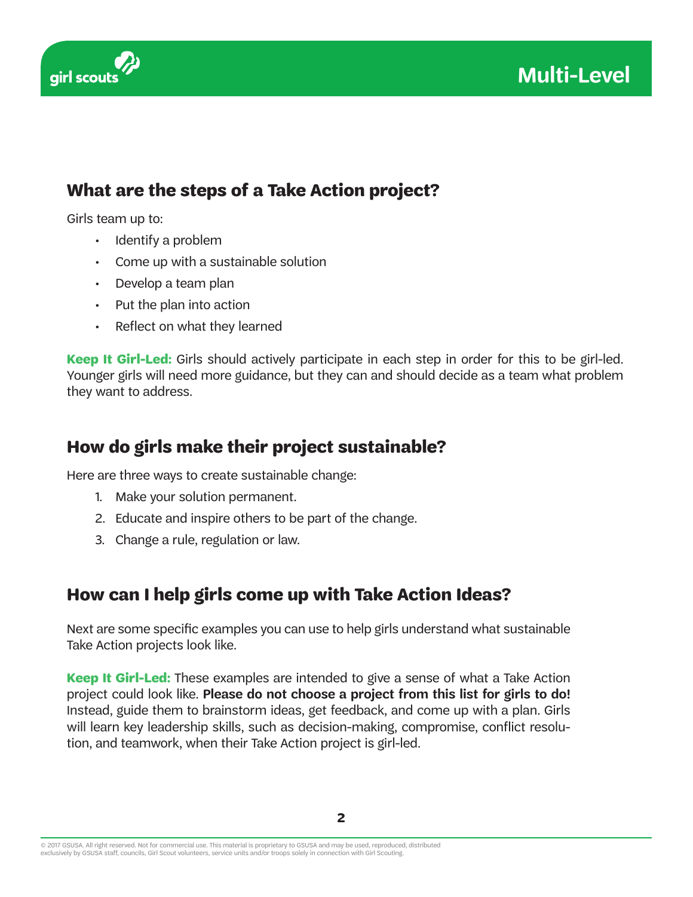## What are the steps of a Take Action project?

Girls team up to:

- Identify a problem
- Come up with a sustainable solution
- Develop a team plan
- Put the plan into action
- Reflect on what they learned

**Keep It Girl-Led:** Girls should actively participate in each step in order for this to be girl-led. Younger girls will need more guidance, but they can and should decide as a team what problem they want to address.

## How do girls make their project sustainable?

Here are three ways to create sustainable change:

1. Make your solution permanent.
2. Educate and inspire others to be part of the change.
3. Change a rule, regulation or law.

## How can I help girls come up with Take Action Ideas?

Next are some specific examples you can use to help girls understand what sustainable Take Action projects look like.

**Keep It Girl-Led:** These examples are intended to give a sense of what a Take Action project could look like. **Please do not choose a project from this list for girls to do!** Instead, guide them to brainstorm ideas, get feedback, and come up with a plan. Girls will learn key leadership skills, such as decision-making, compromise, conflict resolution, and teamwork, when their Take Action project is girl-led.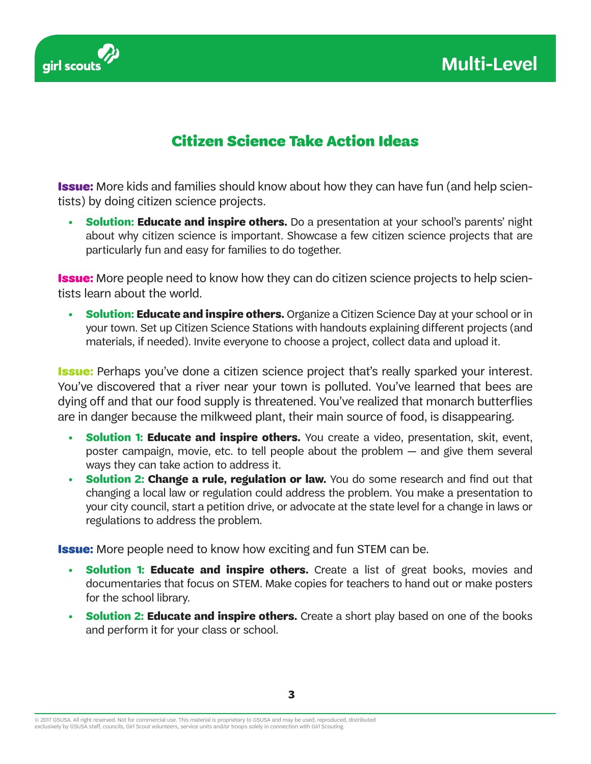## Citizen Science Take Action Ideas

**Issue:** More kids and families should know about how they can have fun (and help scientists) by doing citizen science projects.

- **Solution: Educate and inspire others.** Do a presentation at your school's parents' night about why citizen science is important. Showcase a few citizen science projects that are particularly fun and easy for families to do together.

**Issue:** More people need to know how they can do citizen science projects to help scientists learn about the world.

- **Solution: Educate and inspire others.** Organize a Citizen Science Day at your school or in your town. Set up Citizen Science Stations with handouts explaining different projects (and materials, if needed). Invite everyone to choose a project, collect data and upload it.

**Issue:** Perhaps you've done a citizen science project that's really sparked your interest. You've discovered that a river near your town is polluted. You've learned that bees are dying off and that our food supply is threatened. You've realized that monarch butterflies are in danger because the milkweed plant, their main source of food, is disappearing.

- **Solution 1: Educate and inspire others.** You create a video, presentation, skit, event, poster campaign, movie, etc. to tell people about the problem — and give them several ways they can take action to address it.
- **Solution 2: Change a rule, regulation or law.** You do some research and find out that changing a local law or regulation could address the problem. You make a presentation to your city council, start a petition drive, or advocate at the state level for a change in laws or regulations to address the problem.

**Issue:** More people need to know how exciting and fun STEM can be.

- **Solution 1: Educate and inspire others.** Create a list of great books, movies and documentaries that focus on STEM. Make copies for teachers to hand out or make posters for the school library.
- **Solution 2: Educate and inspire others.** Create a short play based on one of the books and perform it for your class or school.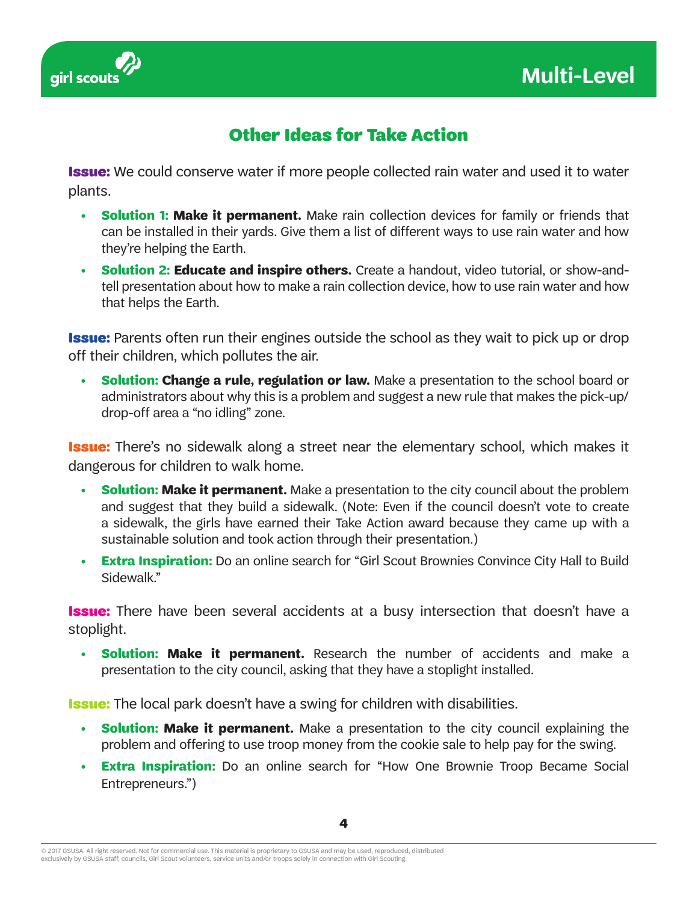## Other Ideas for Take Action

**Issue:** We could conserve water if more people collected rain water and used it to water plants.

- **Solution 1: Make it permanent.** Make rain collection devices for family or friends that can be installed in their yards. Give them a list of different ways to use rain water and how they're helping the Earth.
- **Solution 2: Educate and inspire others.** Create a handout, video tutorial, or show-and-tell presentation about how to make a rain collection device, how to use rain water and how that helps the Earth.

**Issue:** Parents often run their engines outside the school as they wait to pick up or drop off their children, which pollutes the air.

- **Solution: Change a rule, regulation or law.** Make a presentation to the school board or administrators about why this is a problem and suggest a new rule that makes the pick-up/drop-off area a "no idling" zone.

**Issue:** There's no sidewalk along a street near the elementary school, which makes it dangerous for children to walk home.

- **Solution: Make it permanent.** Make a presentation to the city council about the problem and suggest that they build a sidewalk. (Note: Even if the council doesn't vote to create a sidewalk, the girls have earned their Take Action award because they came up with a sustainable solution and took action through their presentation.)
- **Extra Inspiration:** Do an online search for "Girl Scout Brownies Convince City Hall to Build Sidewalk."

**Issue:** There have been several accidents at a busy intersection that doesn't have a stoplight.

- **Solution: Make it permanent.** Research the number of accidents and make a presentation to the city council, asking that they have a stoplight installed.

**Issue:** The local park doesn't have a swing for children with disabilities.

- **Solution: Make it permanent.** Make a presentation to the city council explaining the problem and offering to use troop money from the cookie sale to help pay for the swing.
- **Extra Inspiration:** Do an online search for "How One Brownie Troop Became Social Entrepreneurs.")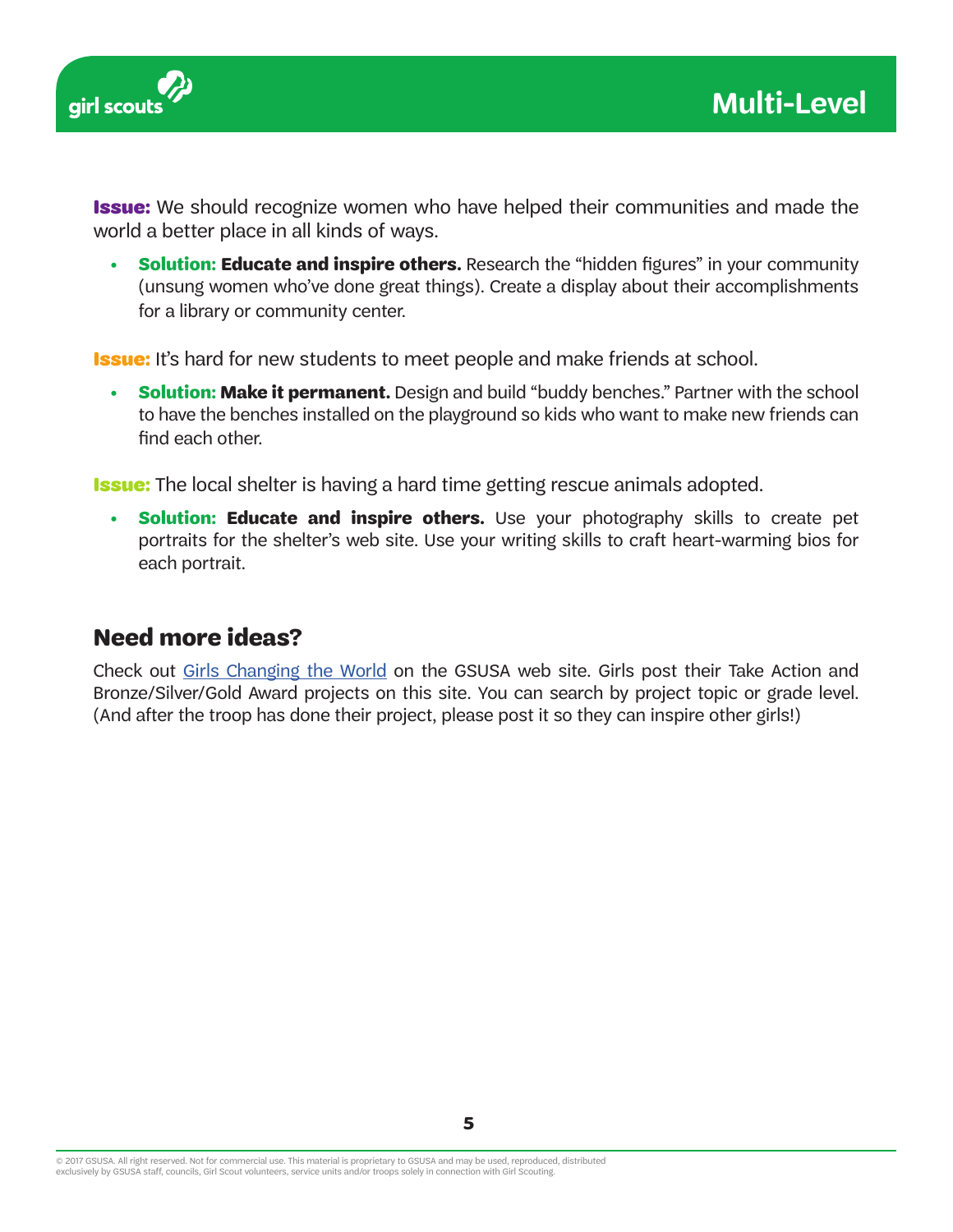**Issue:** We should recognize women who have helped their communities and made the world a better place in all kinds of ways.

- **Solution: Educate and inspire others.** Research the "hidden figures" in your community (unsung women who've done great things). Create a display about their accomplishments for a library or community center.

**Issue:** It's hard for new students to meet people and make friends at school.

- **Solution: Make it permanent.** Design and build "buddy benches." Partner with the school to have the benches installed on the playground so kids who want to make new friends can find each other.

**Issue:** The local shelter is having a hard time getting rescue animals adopted.

- **Solution: Educate and inspire others.** Use your photography skills to create pet portraits for the shelter's web site. Use your writing skills to craft heart-warming bios for each portrait.

## Need more ideas?

Check out Girls Changing the World on the GSUSA web site. Girls post their Take Action and Bronze/Silver/Gold Award projects on this site. You can search by project topic or grade level. (And after the troop has done their project, please post it so they can inspire other girls!)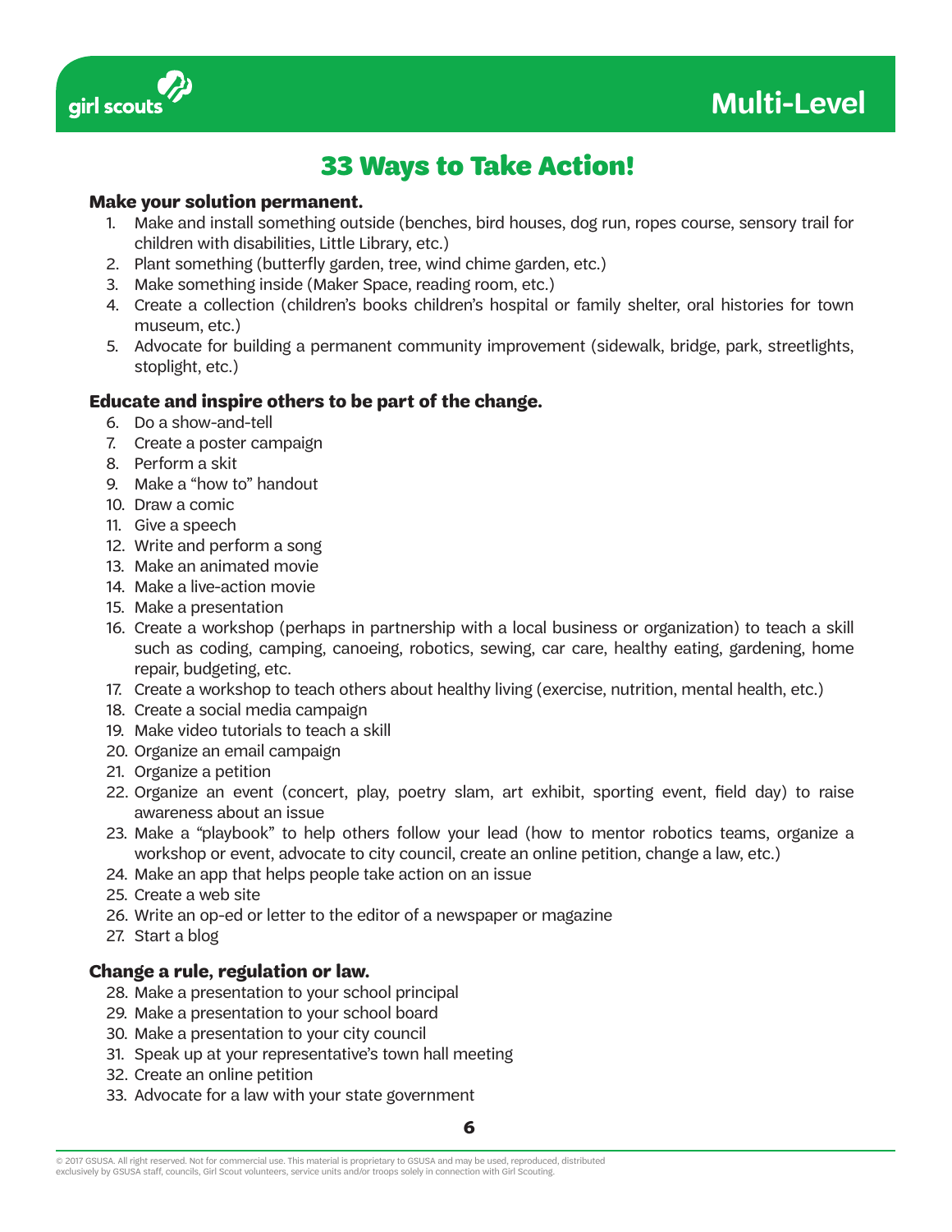# 33 Ways to Take Action!

**Make your solution permanent.**

1. Make and install something outside (benches, bird houses, dog run, ropes course, sensory trail for children with disabilities, Little Library, etc.)
2. Plant something (butterfly garden, tree, wind chime garden, etc.)
3. Make something inside (Maker Space, reading room, etc.)
4. Create a collection (children's books children's hospital or family shelter, oral histories for town museum, etc.)
5. Advocate for building a permanent community improvement (sidewalk, bridge, park, streetlights, stoplight, etc.)

**Educate and inspire others to be part of the change.**

6. Do a show-and-tell
7. Create a poster campaign
8. Perform a skit
9. Make a "how to" handout
10. Draw a comic
11. Give a speech
12. Write and perform a song
13. Make an animated movie
14. Make a live-action movie
15. Make a presentation
16. Create a workshop (perhaps in partnership with a local business or organization) to teach a skill such as coding, camping, canoeing, robotics, sewing, car care, healthy eating, gardening, home repair, budgeting, etc.
17. Create a workshop to teach others about healthy living (exercise, nutrition, mental health, etc.)
18. Create a social media campaign
19. Make video tutorials to teach a skill
20. Organize an email campaign
21. Organize a petition
22. Organize an event (concert, play, poetry slam, art exhibit, sporting event, field day) to raise awareness about an issue
23. Make a "playbook" to help others follow your lead (how to mentor robotics teams, organize a workshop or event, advocate to city council, create an online petition, change a law, etc.)
24. Make an app that helps people take action on an issue
25. Create a web site
26. Write an op-ed or letter to the editor of a newspaper or magazine
27. Start a blog

**Change a rule, regulation or law.**

28. Make a presentation to your school principal
29. Make a presentation to your school board
30. Make a presentation to your city council
31. Speak up at your representative's town hall meeting
32. Create an online petition
33. Advocate for a law with your state government